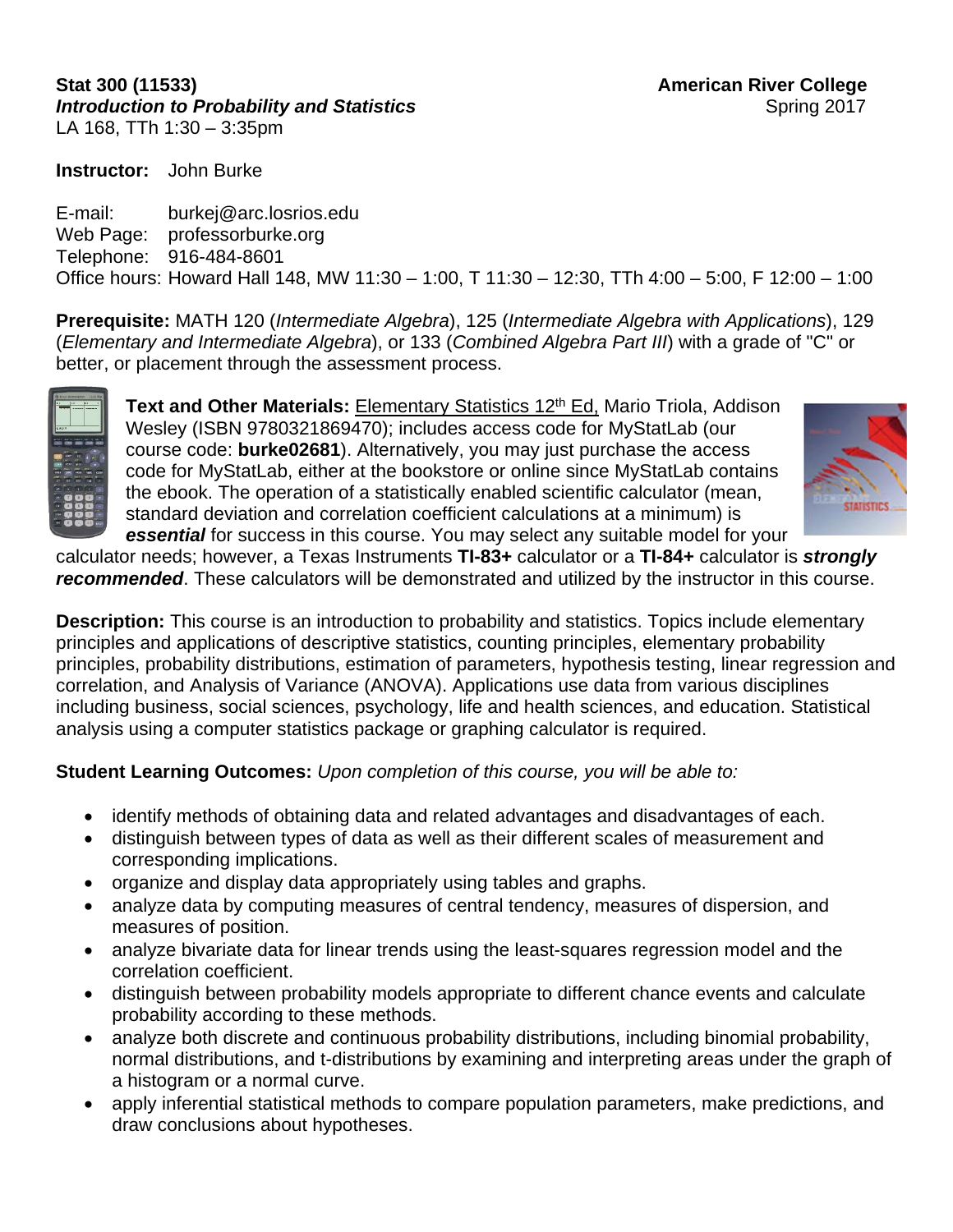**Stat 300 (11533)** **American River College**
***Introduction to Probability and Statistics*** Spring 2017
LA 168, TTh 1:30 – 3:35pm

**Instructor:** John Burke

E-mail: burkej@arc.losrios.edu
Web Page: professorburke.org
Telephone: 916-484-8601
Office hours: Howard Hall 148, MW 11:30 – 1:00, T 11:30 – 12:30, TTh 4:00 – 5:00, F 12:00 – 1:00

**Prerequisite:** MATH 120 (*Intermediate Algebra*), 125 (*Intermediate Algebra with Applications*), 129 (*Elementary and Intermediate Algebra*), or 133 (*Combined Algebra Part III*) with a grade of "C" or better, or placement through the assessment process.

**Text and Other Materials:** Elementary Statistics 12th Ed, Mario Triola, Addison Wesley (ISBN 9780321869470); includes access code for MyStatLab (our course code: **burke02681**). Alternatively, you may just purchase the access code for MyStatLab, either at the bookstore or online since MyStatLab contains the ebook. The operation of a statistically enabled scientific calculator (mean, standard deviation and correlation coefficient calculations at a minimum) is ***essential*** for success in this course. You may select any suitable model for your calculator needs; however, a Texas Instruments **TI-83+** calculator or a **TI-84+** calculator is ***strongly recommended***. These calculators will be demonstrated and utilized by the instructor in this course.

**Description:** This course is an introduction to probability and statistics. Topics include elementary principles and applications of descriptive statistics, counting principles, elementary probability principles, probability distributions, estimation of parameters, hypothesis testing, linear regression and correlation, and Analysis of Variance (ANOVA). Applications use data from various disciplines including business, social sciences, psychology, life and health sciences, and education. Statistical analysis using a computer statistics package or graphing calculator is required.

**Student Learning Outcomes:** *Upon completion of this course, you will be able to:*

- identify methods of obtaining data and related advantages and disadvantages of each.
- distinguish between types of data as well as their different scales of measurement and corresponding implications.
- organize and display data appropriately using tables and graphs.
- analyze data by computing measures of central tendency, measures of dispersion, and measures of position.
- analyze bivariate data for linear trends using the least-squares regression model and the correlation coefficient.
- distinguish between probability models appropriate to different chance events and calculate probability according to these methods.
- analyze both discrete and continuous probability distributions, including binomial probability, normal distributions, and t-distributions by examining and interpreting areas under the graph of a histogram or a normal curve.
- apply inferential statistical methods to compare population parameters, make predictions, and draw conclusions about hypotheses.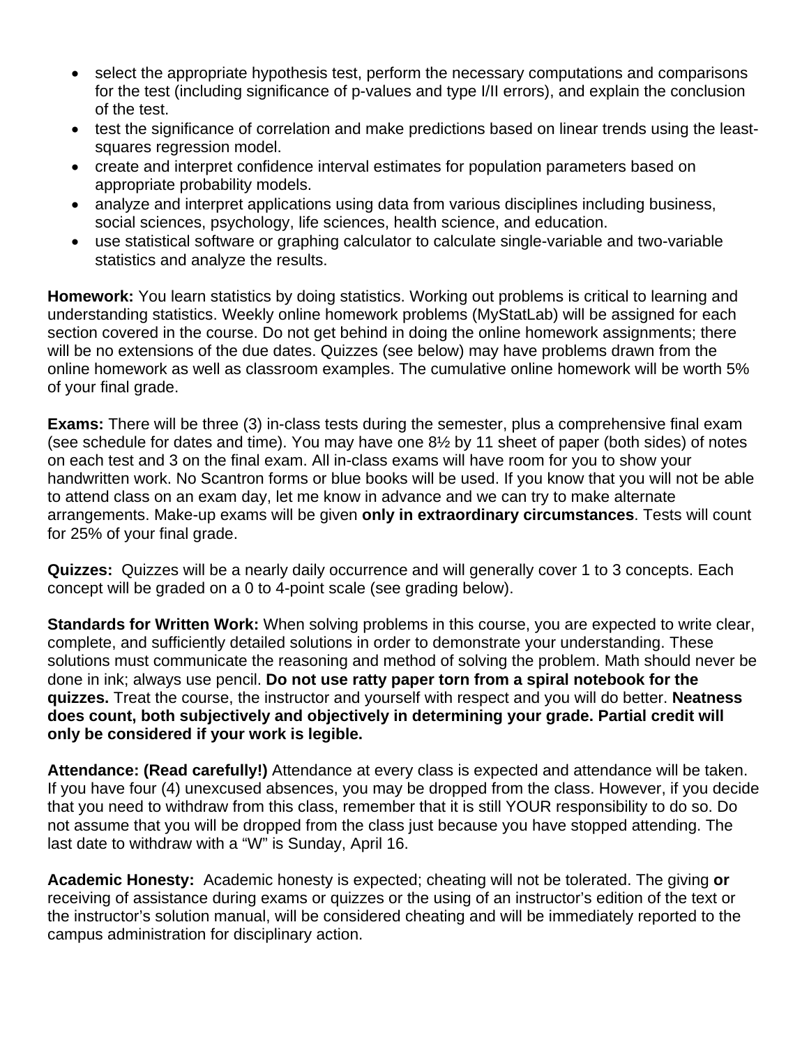- select the appropriate hypothesis test, perform the necessary computations and comparisons for the test (including significance of p-values and type I/II errors), and explain the conclusion of the test.
- test the significance of correlation and make predictions based on linear trends using the least-squares regression model.
- create and interpret confidence interval estimates for population parameters based on appropriate probability models.
- analyze and interpret applications using data from various disciplines including business, social sciences, psychology, life sciences, health science, and education.
- use statistical software or graphing calculator to calculate single-variable and two-variable statistics and analyze the results.

**Homework:** You learn statistics by doing statistics. Working out problems is critical to learning and understanding statistics. Weekly online homework problems (MyStatLab) will be assigned for each section covered in the course. Do not get behind in doing the online homework assignments; there will be no extensions of the due dates. Quizzes (see below) may have problems drawn from the online homework as well as classroom examples. The cumulative online homework will be worth 5% of your final grade.

**Exams:** There will be three (3) in-class tests during the semester, plus a comprehensive final exam (see schedule for dates and time). You may have one 8½ by 11 sheet of paper (both sides) of notes on each test and 3 on the final exam. All in-class exams will have room for you to show your handwritten work. No Scantron forms or blue books will be used. If you know that you will not be able to attend class on an exam day, let me know in advance and we can try to make alternate arrangements. Make-up exams will be given **only in extraordinary circumstances**. Tests will count for 25% of your final grade.

**Quizzes:** Quizzes will be a nearly daily occurrence and will generally cover 1 to 3 concepts. Each concept will be graded on a 0 to 4-point scale (see grading below).

**Standards for Written Work:** When solving problems in this course, you are expected to write clear, complete, and sufficiently detailed solutions in order to demonstrate your understanding. These solutions must communicate the reasoning and method of solving the problem. Math should never be done in ink; always use pencil. **Do not use ratty paper torn from a spiral notebook for the quizzes.** Treat the course, the instructor and yourself with respect and you will do better. **Neatness does count, both subjectively and objectively in determining your grade. Partial credit will only be considered if your work is legible.**

**Attendance: (Read carefully!)** Attendance at every class is expected and attendance will be taken. If you have four (4) unexcused absences, you may be dropped from the class. However, if you decide that you need to withdraw from this class, remember that it is still YOUR responsibility to do so. Do not assume that you will be dropped from the class just because you have stopped attending. The last date to withdraw with a "W" is Sunday, April 16.

**Academic Honesty:** Academic honesty is expected; cheating will not be tolerated. The giving **or** receiving of assistance during exams or quizzes or the using of an instructor's edition of the text or the instructor's solution manual, will be considered cheating and will be immediately reported to the campus administration for disciplinary action.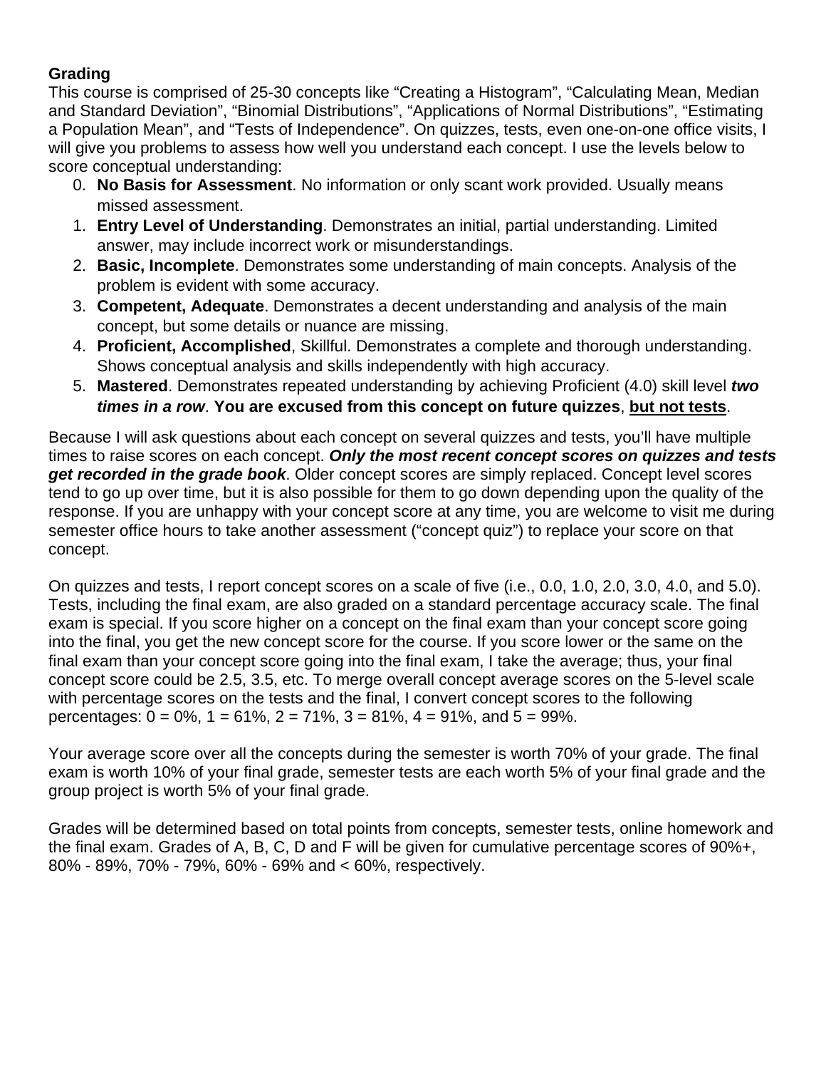**Grading**

This course is comprised of 25-30 concepts like "Creating a Histogram", "Calculating Mean, Median and Standard Deviation", "Binomial Distributions", "Applications of Normal Distributions", "Estimating a Population Mean", and "Tests of Independence". On quizzes, tests, even one-on-one office visits, I will give you problems to assess how well you understand each concept. I use the levels below to score conceptual understanding:

0. **No Basis for Assessment**. No information or only scant work provided. Usually means missed assessment.
1. **Entry Level of Understanding**. Demonstrates an initial, partial understanding. Limited answer, may include incorrect work or misunderstandings.
2. **Basic, Incomplete**. Demonstrates some understanding of main concepts. Analysis of the problem is evident with some accuracy.
3. **Competent, Adequate**. Demonstrates a decent understanding and analysis of the main concept, but some details or nuance are missing.
4. **Proficient, Accomplished**, Skillful. Demonstrates a complete and thorough understanding. Shows conceptual analysis and skills independently with high accuracy.
5. **Mastered**. Demonstrates repeated understanding by achieving Proficient (4.0) skill level ***two times in a row***. **You are excused from this concept on future quizzes**, **but not tests**.

Because I will ask questions about each concept on several quizzes and tests, you'll have multiple times to raise scores on each concept. ***Only the most recent concept scores on quizzes and tests get recorded in the grade book***. Older concept scores are simply replaced. Concept level scores tend to go up over time, but it is also possible for them to go down depending upon the quality of the response. If you are unhappy with your concept score at any time, you are welcome to visit me during semester office hours to take another assessment ("concept quiz") to replace your score on that concept.

On quizzes and tests, I report concept scores on a scale of five (i.e., 0.0, 1.0, 2.0, 3.0, 4.0, and 5.0). Tests, including the final exam, are also graded on a standard percentage accuracy scale. The final exam is special. If you score higher on a concept on the final exam than your concept score going into the final, you get the new concept score for the course. If you score lower or the same on the final exam than your concept score going into the final exam, I take the average; thus, your final concept score could be 2.5, 3.5, etc. To merge overall concept average scores on the 5-level scale with percentage scores on the tests and the final, I convert concept scores to the following percentages: 0 = 0%, 1 = 61%, 2 = 71%, 3 = 81%, 4 = 91%, and 5 = 99%.

Your average score over all the concepts during the semester is worth 70% of your grade. The final exam is worth 10% of your final grade, semester tests are each worth 5% of your final grade and the group project is worth 5% of your final grade.

Grades will be determined based on total points from concepts, semester tests, online homework and the final exam. Grades of A, B, C, D and F will be given for cumulative percentage scores of 90%+, 80% - 89%, 70% - 79%, 60% - 69% and < 60%, respectively.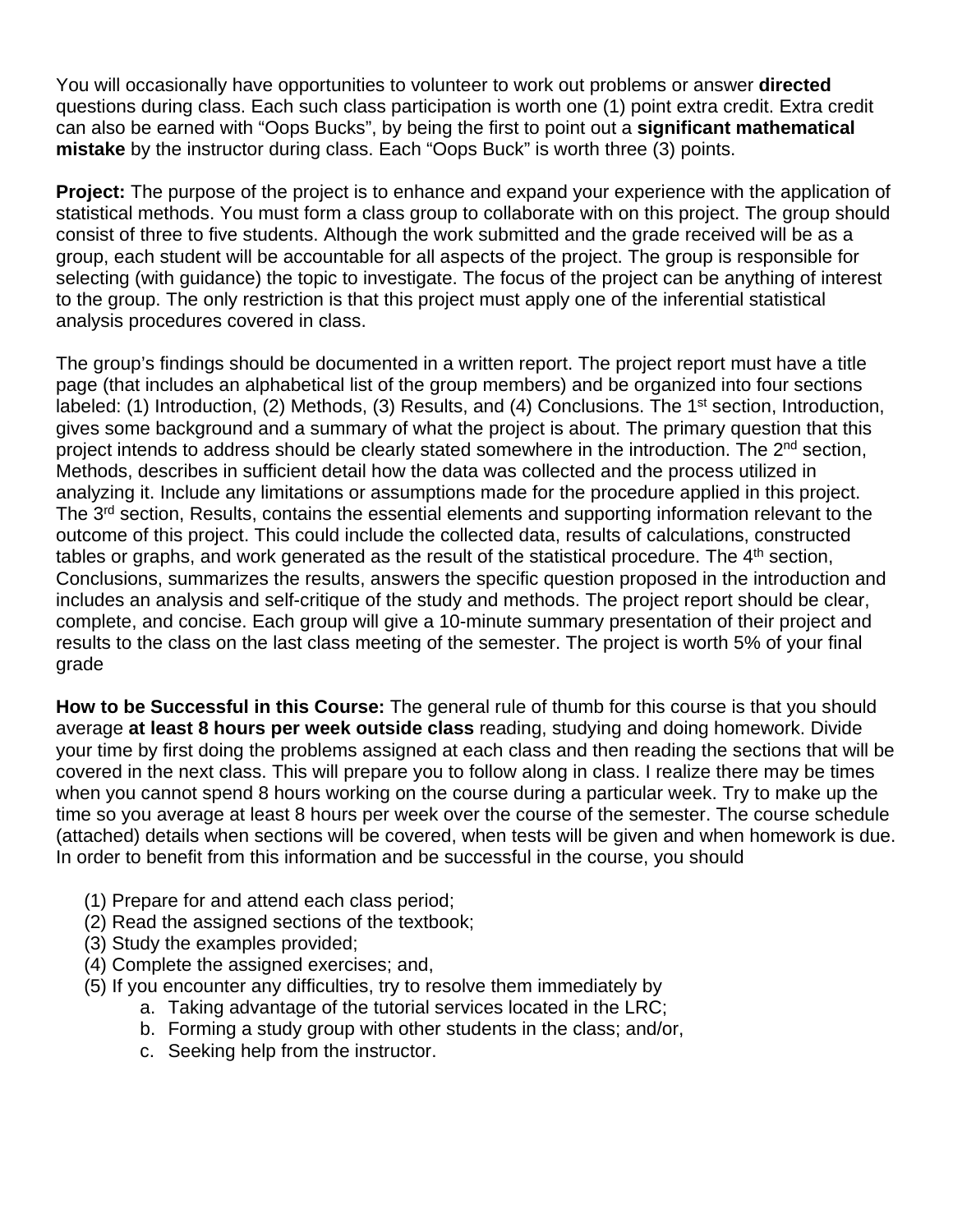You will occasionally have opportunities to volunteer to work out problems or answer **directed** questions during class. Each such class participation is worth one (1) point extra credit. Extra credit can also be earned with "Oops Bucks", by being the first to point out a **significant mathematical mistake** by the instructor during class. Each "Oops Buck" is worth three (3) points.

**Project:** The purpose of the project is to enhance and expand your experience with the application of statistical methods. You must form a class group to collaborate with on this project. The group should consist of three to five students. Although the work submitted and the grade received will be as a group, each student will be accountable for all aspects of the project. The group is responsible for selecting (with guidance) the topic to investigate. The focus of the project can be anything of interest to the group. The only restriction is that this project must apply one of the inferential statistical analysis procedures covered in class.

The group's findings should be documented in a written report. The project report must have a title page (that includes an alphabetical list of the group members) and be organized into four sections labeled: (1) Introduction, (2) Methods, (3) Results, and (4) Conclusions. The 1st section, Introduction, gives some background and a summary of what the project is about. The primary question that this project intends to address should be clearly stated somewhere in the introduction. The 2nd section, Methods, describes in sufficient detail how the data was collected and the process utilized in analyzing it. Include any limitations or assumptions made for the procedure applied in this project. The 3rd section, Results, contains the essential elements and supporting information relevant to the outcome of this project. This could include the collected data, results of calculations, constructed tables or graphs, and work generated as the result of the statistical procedure. The 4th section, Conclusions, summarizes the results, answers the specific question proposed in the introduction and includes an analysis and self-critique of the study and methods. The project report should be clear, complete, and concise. Each group will give a 10-minute summary presentation of their project and results to the class on the last class meeting of the semester. The project is worth 5% of your final grade

**How to be Successful in this Course:** The general rule of thumb for this course is that you should average **at least 8 hours per week outside class** reading, studying and doing homework. Divide your time by first doing the problems assigned at each class and then reading the sections that will be covered in the next class. This will prepare you to follow along in class. I realize there may be times when you cannot spend 8 hours working on the course during a particular week. Try to make up the time so you average at least 8 hours per week over the course of the semester. The course schedule (attached) details when sections will be covered, when tests will be given and when homework is due. In order to benefit from this information and be successful in the course, you should

(1) Prepare for and attend each class period;
(2) Read the assigned sections of the textbook;
(3) Study the examples provided;
(4) Complete the assigned exercises; and,
(5) If you encounter any difficulties, try to resolve them immediately by
   a. Taking advantage of the tutorial services located in the LRC;
   b. Forming a study group with other students in the class; and/or,
   c. Seeking help from the instructor.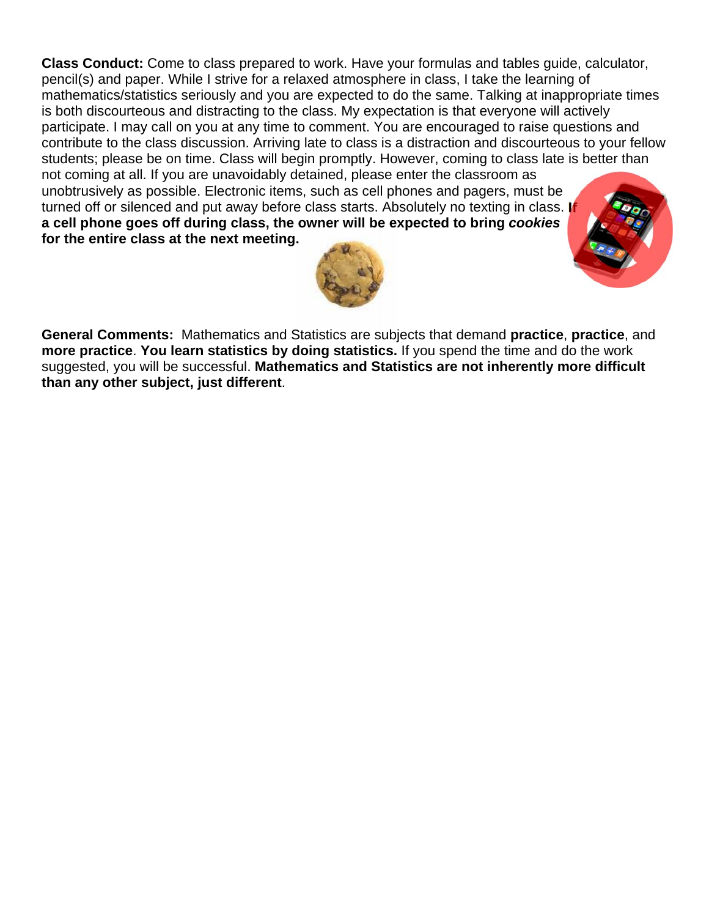**Class Conduct:** Come to class prepared to work. Have your formulas and tables guide, calculator, pencil(s) and paper. While I strive for a relaxed atmosphere in class, I take the learning of mathematics/statistics seriously and you are expected to do the same. Talking at inappropriate times is both discourteous and distracting to the class. My expectation is that everyone will actively participate. I may call on you at any time to comment. You are encouraged to raise questions and contribute to the class discussion. Arriving late to class is a distraction and discourteous to your fellow students; please be on time. Class will begin promptly. However, coming to class late is better than not coming at all. If you are unavoidably detained, please enter the classroom as unobtrusively as possible. Electronic items, such as cell phones and pagers, must be turned off or silenced and put away before class starts. Absolutely no texting in class. **If a cell phone goes off during class, the owner will be expected to bring *cookies* for the entire class at the next meeting.**

**General Comments:** Mathematics and Statistics are subjects that demand **practice**, **practice**, and **more practice**. **You learn statistics by doing statistics.** If you spend the time and do the work suggested, you will be successful. **Mathematics and Statistics are not inherently more difficult than any other subject, just different**.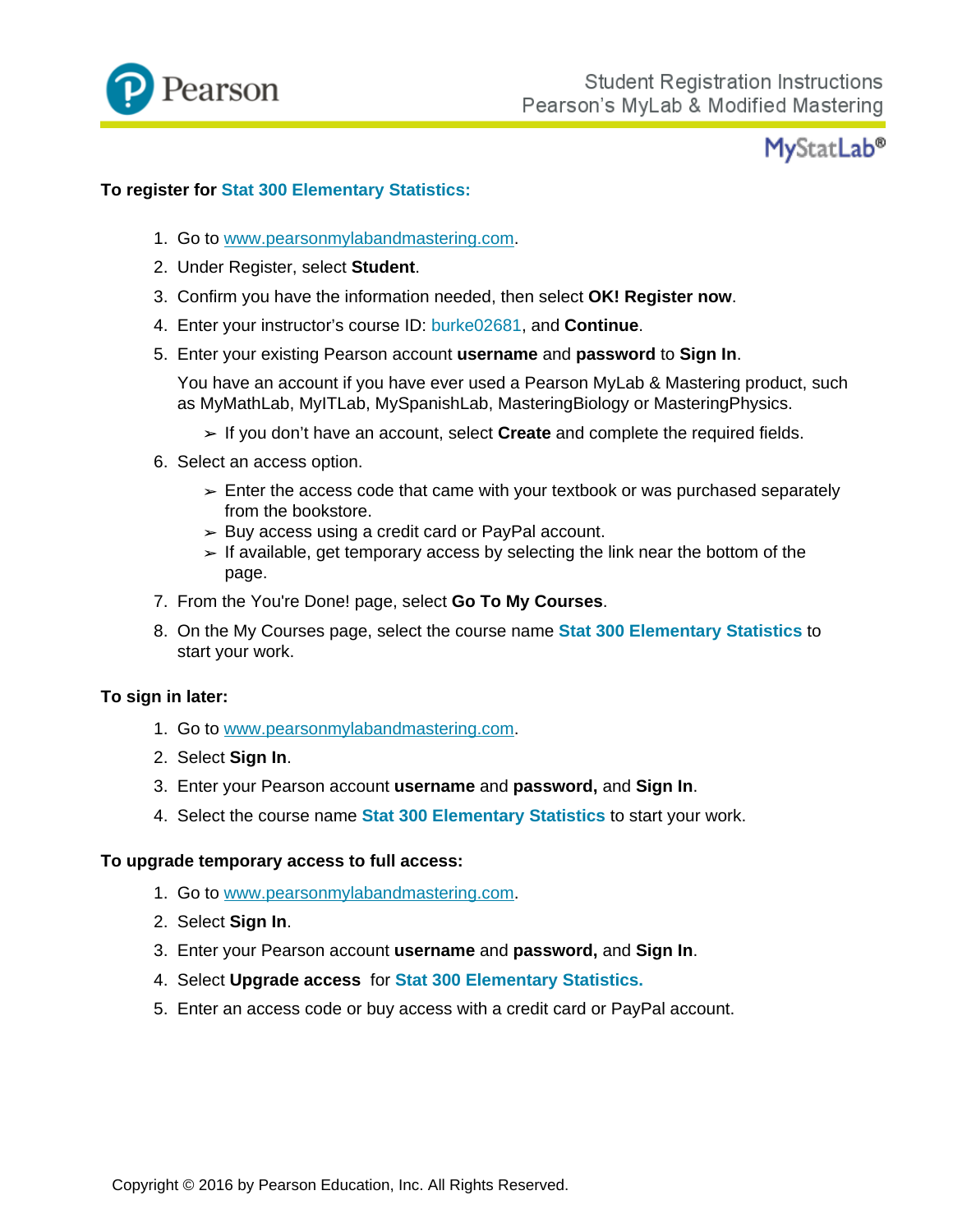Student Registration Instructions
Pearson's MyLab & Modified Mastering

MyStatLab®

**To register for Stat 300 Elementary Statistics:**

1. Go to www.pearsonmylabandmastering.com.
2. Under Register, select **Student**.
3. Confirm you have the information needed, then select **OK! Register now**.
4. Enter your instructor's course ID: burke02681, and **Continue**.
5. Enter your existing Pearson account **username** and **password** to **Sign In**.

   You have an account if you have ever used a Pearson MyLab & Mastering product, such as MyMathLab, MyITLab, MySpanishLab, MasteringBiology or MasteringPhysics.

   - If you don't have an account, select **Create** and complete the required fields.
6. Select an access option.
   - Enter the access code that came with your textbook or was purchased separately from the bookstore.
   - Buy access using a credit card or PayPal account.
   - If available, get temporary access by selecting the link near the bottom of the page.
7. From the You're Done! page, select **Go To My Courses**.
8. On the My Courses page, select the course name **Stat 300 Elementary Statistics** to start your work.

**To sign in later:**

1. Go to www.pearsonmylabandmastering.com.
2. Select **Sign In**.
3. Enter your Pearson account **username** and **password,** and **Sign In**.
4. Select the course name **Stat 300 Elementary Statistics** to start your work.

**To upgrade temporary access to full access:**

1. Go to www.pearsonmylabandmastering.com.
2. Select **Sign In**.
3. Enter your Pearson account **username** and **password,** and **Sign In**.
4. Select **Upgrade access** for **Stat 300 Elementary Statistics.**
5. Enter an access code or buy access with a credit card or PayPal account.

Copyright © 2016 by Pearson Education, Inc. All Rights Reserved.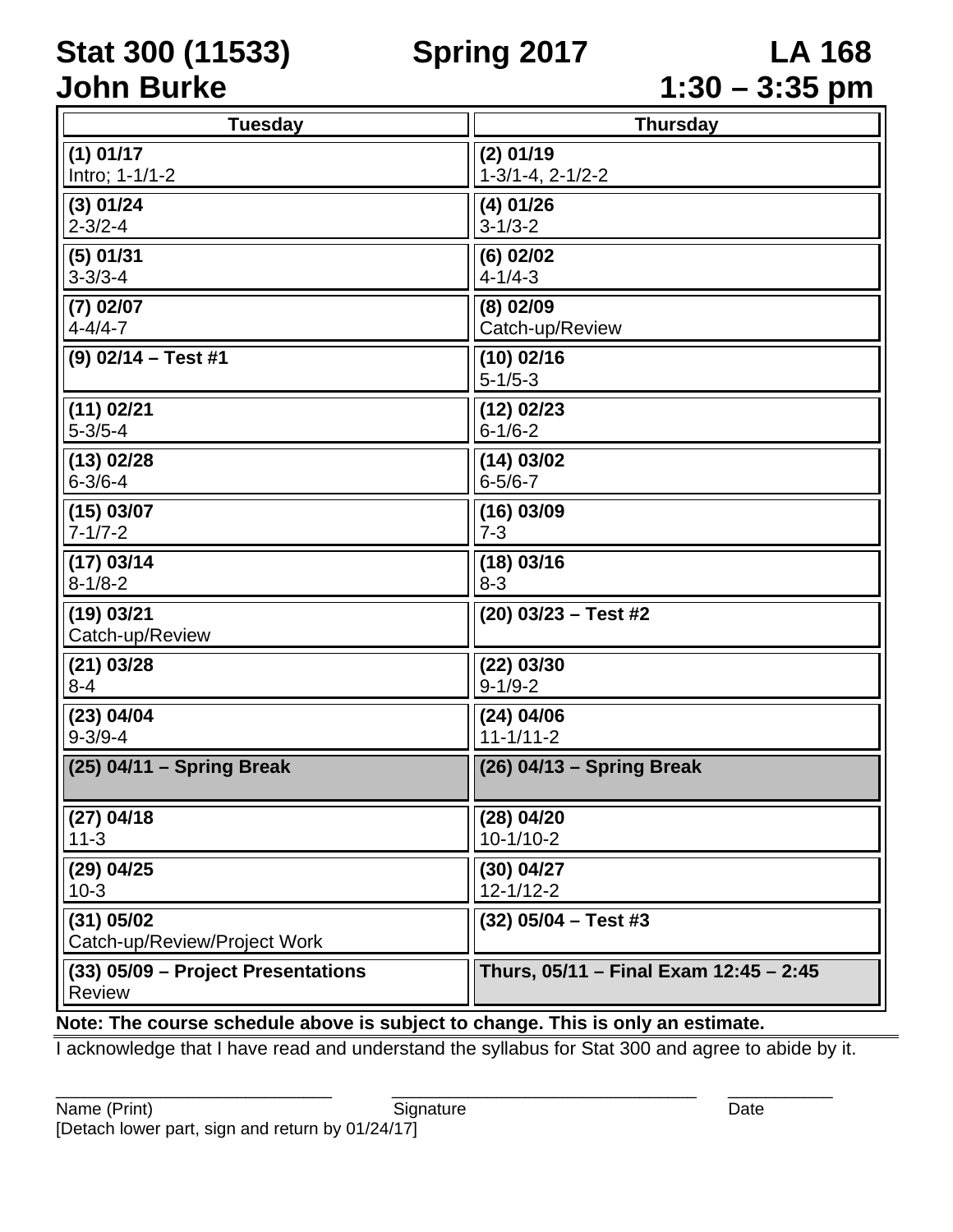# Stat 300 (11533) Spring 2017 LA 168

# John Burke 1:30 – 3:35 pm

| Tuesday | Thursday |
|---|---|
| **(1) 01/17**<br>Intro; 1-1/1-2 | **(2) 01/19**<br>1-3/1-4, 2-1/2-2 |
| **(3) 01/24**<br>2-3/2-4 | **(4) 01/26**<br>3-1/3-2 |
| **(5) 01/31**<br>3-3/3-4 | **(6) 02/02**<br>4-1/4-3 |
| **(7) 02/07**<br>4-4/4-7 | **(8) 02/09**<br>Catch-up/Review |
| **(9) 02/14 – Test #1** | **(10) 02/16**<br>5-1/5-3 |
| **(11) 02/21**<br>5-3/5-4 | **(12) 02/23**<br>6-1/6-2 |
| **(13) 02/28**<br>6-3/6-4 | **(14) 03/02**<br>6-5/6-7 |
| **(15) 03/07**<br>7-1/7-2 | **(16) 03/09**<br>7-3 |
| **(17) 03/14**<br>8-1/8-2 | **(18) 03/16**<br>8-3 |
| **(19) 03/21**<br>Catch-up/Review | **(20) 03/23 – Test #2** |
| **(21) 03/28**<br>8-4 | **(22) 03/30**<br>9-1/9-2 |
| **(23) 04/04**<br>9-3/9-4 | **(24) 04/06**<br>11-1/11-2 |
| **(25) 04/11 – Spring Break** | **(26) 04/13 – Spring Break** |
| **(27) 04/18**<br>11-3 | **(28) 04/20**<br>10-1/10-2 |
| **(29) 04/25**<br>10-3 | **(30) 04/27**<br>12-1/12-2 |
| **(31) 05/02**<br>Catch-up/Review/Project Work | **(32) 05/04 – Test #3** |
| **(33) 05/09 – Project Presentations**<br>Review | **Thurs, 05/11 – Final Exam 12:45 – 2:45** |

**Note: The course schedule above is subject to change. This is only an estimate.**

I acknowledge that I have read and understand the syllabus for Stat 300 and agree to abide by it.

____________________________ ______________________________ __________

Name (Print) Signature Date

[Detach lower part, sign and return by 01/24/17]